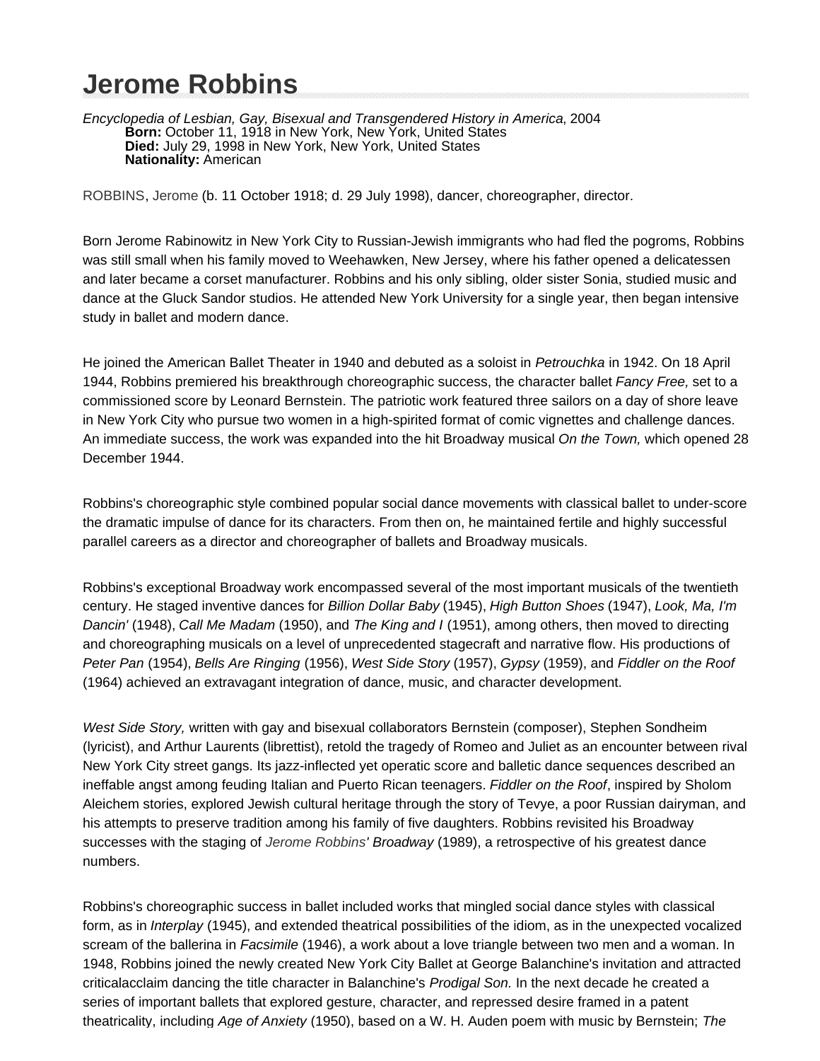# Jerome Robbins

*Encyclopedia of Lesbian, Gay, Bisexual and Transgendered History in America*, 2004
**Born:** October 11, 1918 in New York, New York, United States
**Died:** July 29, 1998 in New York, New York, United States
**Nationality:** American

ROBBINS, Jerome (b. 11 October 1918; d. 29 July 1998), dancer, choreographer, director.

Born Jerome Rabinowitz in New York City to Russian-Jewish immigrants who had fled the pogroms, Robbins was still small when his family moved to Weehawken, New Jersey, where his father opened a delicatessen and later became a corset manufacturer. Robbins and his only sibling, older sister Sonia, studied music and dance at the Gluck Sandor studios. He attended New York University for a single year, then began intensive study in ballet and modern dance.

He joined the American Ballet Theater in 1940 and debuted as a soloist in *Petrouchka* in 1942. On 18 April 1944, Robbins premiered his breakthrough choreographic success, the character ballet *Fancy Free,* set to a commissioned score by Leonard Bernstein. The patriotic work featured three sailors on a day of shore leave in New York City who pursue two women in a high-spirited format of comic vignettes and challenge dances. An immediate success, the work was expanded into the hit Broadway musical *On the Town,* which opened 28 December 1944.

Robbins's choreographic style combined popular social dance movements with classical ballet to under-score the dramatic impulse of dance for its characters. From then on, he maintained fertile and highly successful parallel careers as a director and choreographer of ballets and Broadway musicals.

Robbins's exceptional Broadway work encompassed several of the most important musicals of the twentieth century. He staged inventive dances for *Billion Dollar Baby* (1945), *High Button Shoes* (1947), *Look, Ma, I'm Dancin'* (1948), *Call Me Madam* (1950), and *The King and I* (1951), among others, then moved to directing and choreographing musicals on a level of unprecedented stagecraft and narrative flow. His productions of *Peter Pan* (1954), *Bells Are Ringing* (1956), *West Side Story* (1957), *Gypsy* (1959), and *Fiddler on the Roof* (1964) achieved an extravagant integration of dance, music, and character development.

*West Side Story,* written with gay and bisexual collaborators Bernstein (composer), Stephen Sondheim (lyricist), and Arthur Laurents (librettist), retold the tragedy of Romeo and Juliet as an encounter between rival New York City street gangs. Its jazz-inflected yet operatic score and balletic dance sequences described an ineffable angst among feuding Italian and Puerto Rican teenagers. *Fiddler on the Roof*, inspired by Sholom Aleichem stories, explored Jewish cultural heritage through the story of Tevye, a poor Russian dairyman, and his attempts to preserve tradition among his family of five daughters. Robbins revisited his Broadway successes with the staging of *Jerome Robbins' Broadway* (1989), a retrospective of his greatest dance numbers.

Robbins's choreographic success in ballet included works that mingled social dance styles with classical form, as in *Interplay* (1945), and extended theatrical possibilities of the idiom, as in the unexpected vocalized scream of the ballerina in *Facsimile* (1946), a work about a love triangle between two men and a woman. In 1948, Robbins joined the newly created New York City Ballet at George Balanchine's invitation and attracted criticalacclaim dancing the title character in Balanchine's *Prodigal Son.* In the next decade he created a series of important ballets that explored gesture, character, and repressed desire framed in a patent theatricality, including *Age of Anxiety* (1950), based on a W. H. Auden poem with music by Bernstein; *The*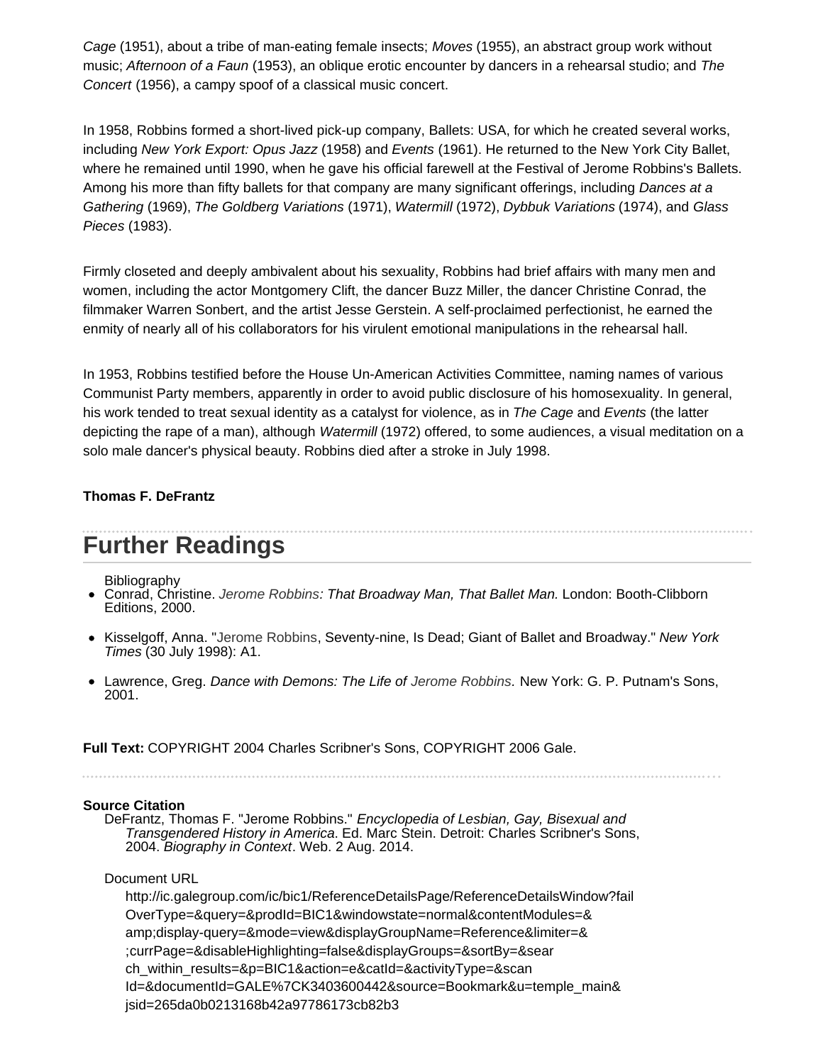*Cage* (1951), about a tribe of man-eating female insects; *Moves* (1955), an abstract group work without music; *Afternoon of a Faun* (1953), an oblique erotic encounter by dancers in a rehearsal studio; and *The Concert* (1956), a campy spoof of a classical music concert.

In 1958, Robbins formed a short-lived pick-up company, Ballets: USA, for which he created several works, including *New York Export: Opus Jazz* (1958) and *Events* (1961). He returned to the New York City Ballet, where he remained until 1990, when he gave his official farewell at the Festival of Jerome Robbins's Ballets. Among his more than fifty ballets for that company are many significant offerings, including *Dances at a Gathering* (1969), *The Goldberg Variations* (1971), *Watermill* (1972), *Dybbuk Variations* (1974), and *Glass Pieces* (1983).

Firmly closeted and deeply ambivalent about his sexuality, Robbins had brief affairs with many men and women, including the actor Montgomery Clift, the dancer Buzz Miller, the dancer Christine Conrad, the filmmaker Warren Sonbert, and the artist Jesse Gerstein. A self-proclaimed perfectionist, he earned the enmity of nearly all of his collaborators for his virulent emotional manipulations in the rehearsal hall.

In 1953, Robbins testified before the House Un-American Activities Committee, naming names of various Communist Party members, apparently in order to avoid public disclosure of his homosexuality. In general, his work tended to treat sexual identity as a catalyst for violence, as in *The Cage* and *Events* (the latter depicting the rape of a man), although *Watermill* (1972) offered, to some audiences, a visual meditation on a solo male dancer's physical beauty. Robbins died after a stroke in July 1998.

**Thomas F. DeFrantz**

## Further Readings

Bibliography

- Conrad, Christine. *Jerome Robbins: That Broadway Man, That Ballet Man.* London: Booth-Clibborn Editions, 2000.
- Kisselgoff, Anna. "Jerome Robbins, Seventy-nine, Is Dead; Giant of Ballet and Broadway." *New York Times* (30 July 1998): A1.
- Lawrence, Greg. *Dance with Demons: The Life of Jerome Robbins.* New York: G. P. Putnam's Sons, 2001.

**Full Text:** COPYRIGHT 2004 Charles Scribner's Sons, COPYRIGHT 2006 Gale.

**Source Citation**

DeFrantz, Thomas F. "Jerome Robbins." *Encyclopedia of Lesbian, Gay, Bisexual and Transgendered History in America*. Ed. Marc Stein. Detroit: Charles Scribner's Sons, 2004. *Biography in Context*. Web. 2 Aug. 2014.

Document URL

http://ic.galegroup.com/ic/bic1/ReferenceDetailsPage/ReferenceDetailsWindow?failOverType=&query=&prodId=BIC1&windowstate=normal&contentModules=&amp;display-query=&mode=view&displayGroupName=Reference&limiter=&;currPage=&disableHighlighting=false&displayGroups=&sortBy=&search_within_results=&p=BIC1&action=e&catId=&activityType=&scanId=&documentId=GALE%7CK3403600442&source=Bookmark&u=temple_main&jsid=265da0b0213168b42a97786173cb82b3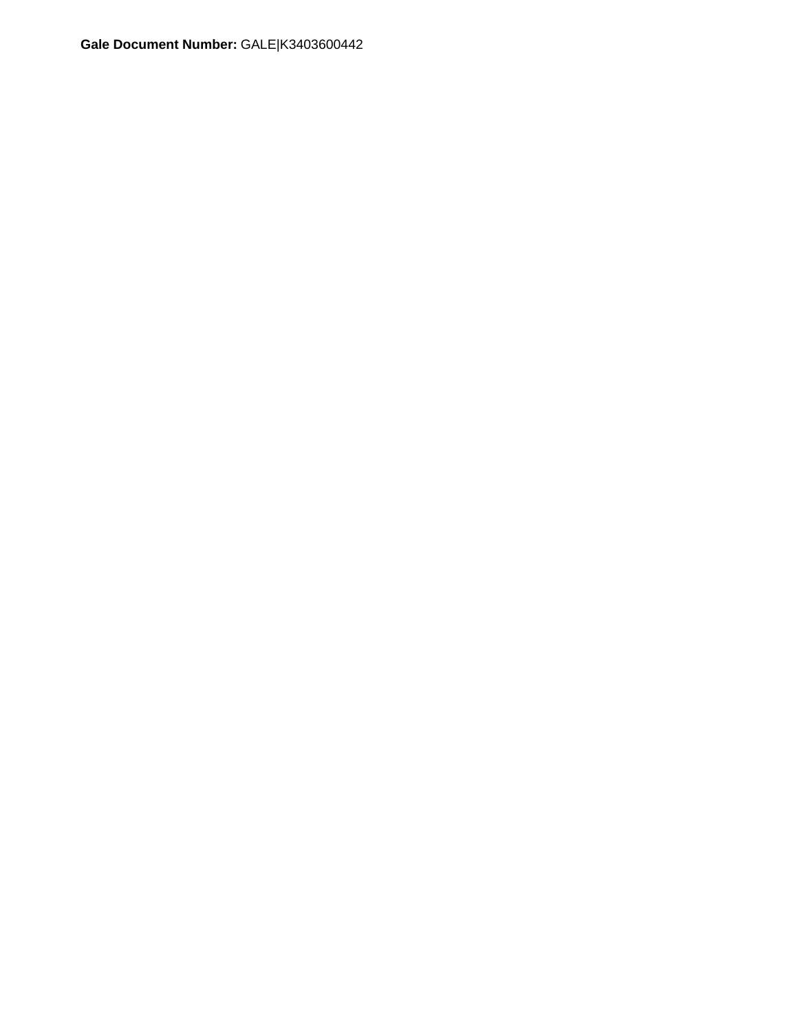**Gale Document Number:** GALE|K3403600442